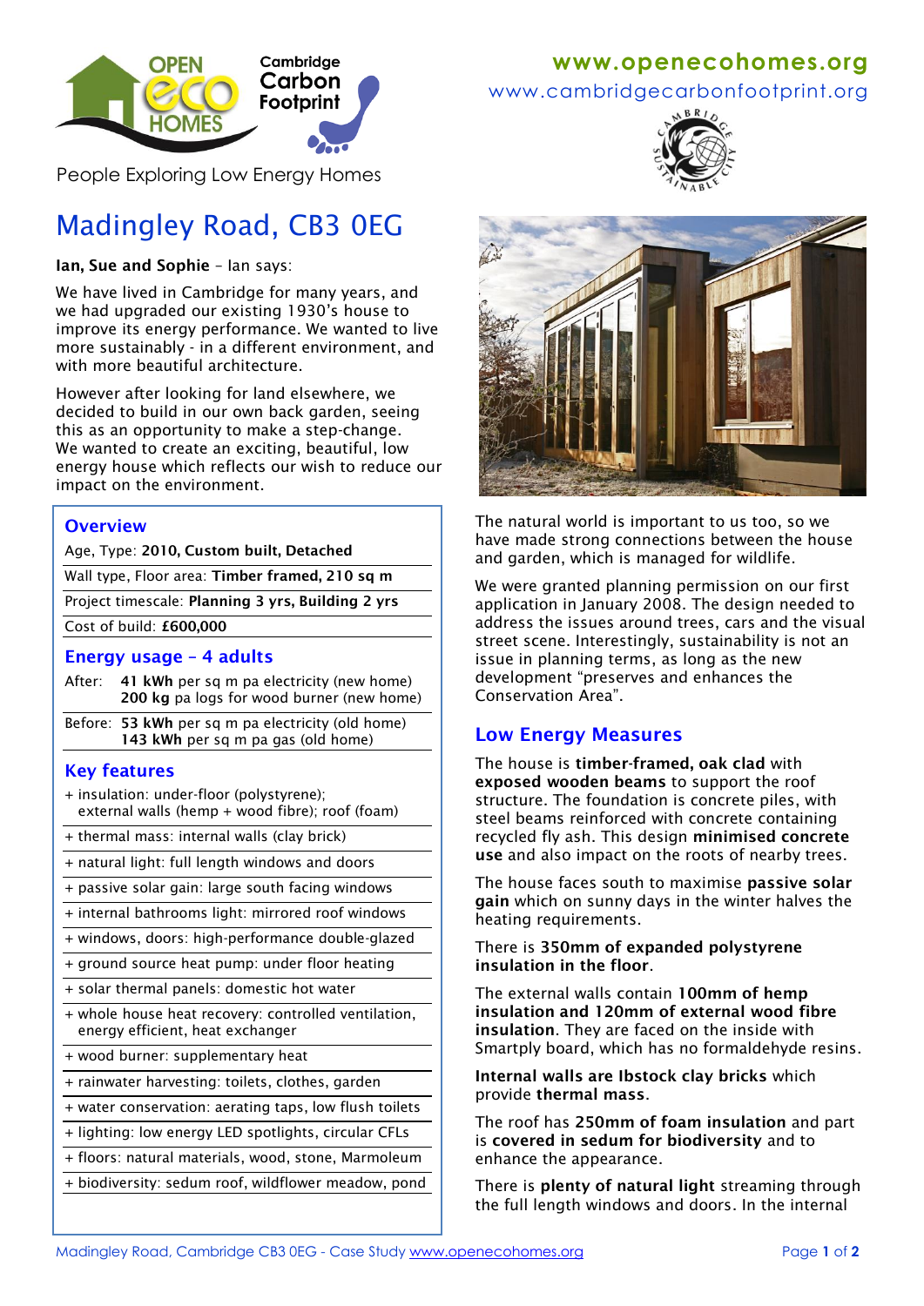www.openecohomes.org
www.cambridgecarbonfootprint.org

People Exploring Low Energy Homes

# Madingley Road, CB3 0EG

**Ian, Sue and Sophie** – Ian says:

We have lived in Cambridge for many years, and we had upgraded our existing 1930's house to improve its energy performance. We wanted to live more sustainably - in a different environment, and with more beautiful architecture.

However after looking for land elsewhere, we decided to build in our own back garden, seeing this as an opportunity to make a step-change. We wanted to create an exciting, beautiful, low energy house which reflects our wish to reduce our impact on the environment.

## Overview

Age, Type: **2010, Custom built, Detached**

Wall type, Floor area: **Timber framed, 210 sq m**

Project timescale: **Planning 3 yrs, Building 2 yrs**

Cost of build: **£600,000**

## Energy usage – 4 adults

After: **41 kWh** per sq m pa electricity (new home)
**200 kg** pa logs for wood burner (new home)

Before: **53 kWh** per sq m pa electricity (old home)
**143 kWh** per sq m pa gas (old home)

## Key features

+ insulation: under-floor (polystyrene); external walls (hemp + wood fibre); roof (foam)
+ thermal mass: internal walls (clay brick)
+ natural light: full length windows and doors
+ passive solar gain: large south facing windows
+ internal bathrooms light: mirrored roof windows
+ windows, doors: high-performance double-glazed
+ ground source heat pump: under floor heating
+ solar thermal panels: domestic hot water
+ whole house heat recovery: controlled ventilation, energy efficient, heat exchanger
+ wood burner: supplementary heat
+ rainwater harvesting: toilets, clothes, garden
+ water conservation: aerating taps, low flush toilets
+ lighting: low energy LED spotlights, circular CFLs
+ floors: natural materials, wood, stone, Marmoleum
+ biodiversity: sedum roof, wildflower meadow, pond

The natural world is important to us too, so we have made strong connections between the house and garden, which is managed for wildlife.

We were granted planning permission on our first application in January 2008. The design needed to address the issues around trees, cars and the visual street scene. Interestingly, sustainability is not an issue in planning terms, as long as the new development "preserves and enhances the Conservation Area".

## Low Energy Measures

The house is **timber-framed, oak clad** with **exposed wooden beams** to support the roof structure. The foundation is concrete piles, with steel beams reinforced with concrete containing recycled fly ash. This design **minimised concrete use** and also impact on the roots of nearby trees.

The house faces south to maximise **passive solar gain** which on sunny days in the winter halves the heating requirements.

There is **350mm of expanded polystyrene insulation in the floor**.

The external walls contain **100mm of hemp insulation and 120mm of external wood fibre insulation**. They are faced on the inside with Smartply board, which has no formaldehyde resins.

**Internal walls are Ibstock clay bricks** which provide **thermal mass**.

The roof has **250mm of foam insulation** and part is **covered in sedum for biodiversity** and to enhance the appearance.

There is **plenty of natural light** streaming through the full length windows and doors. In the internal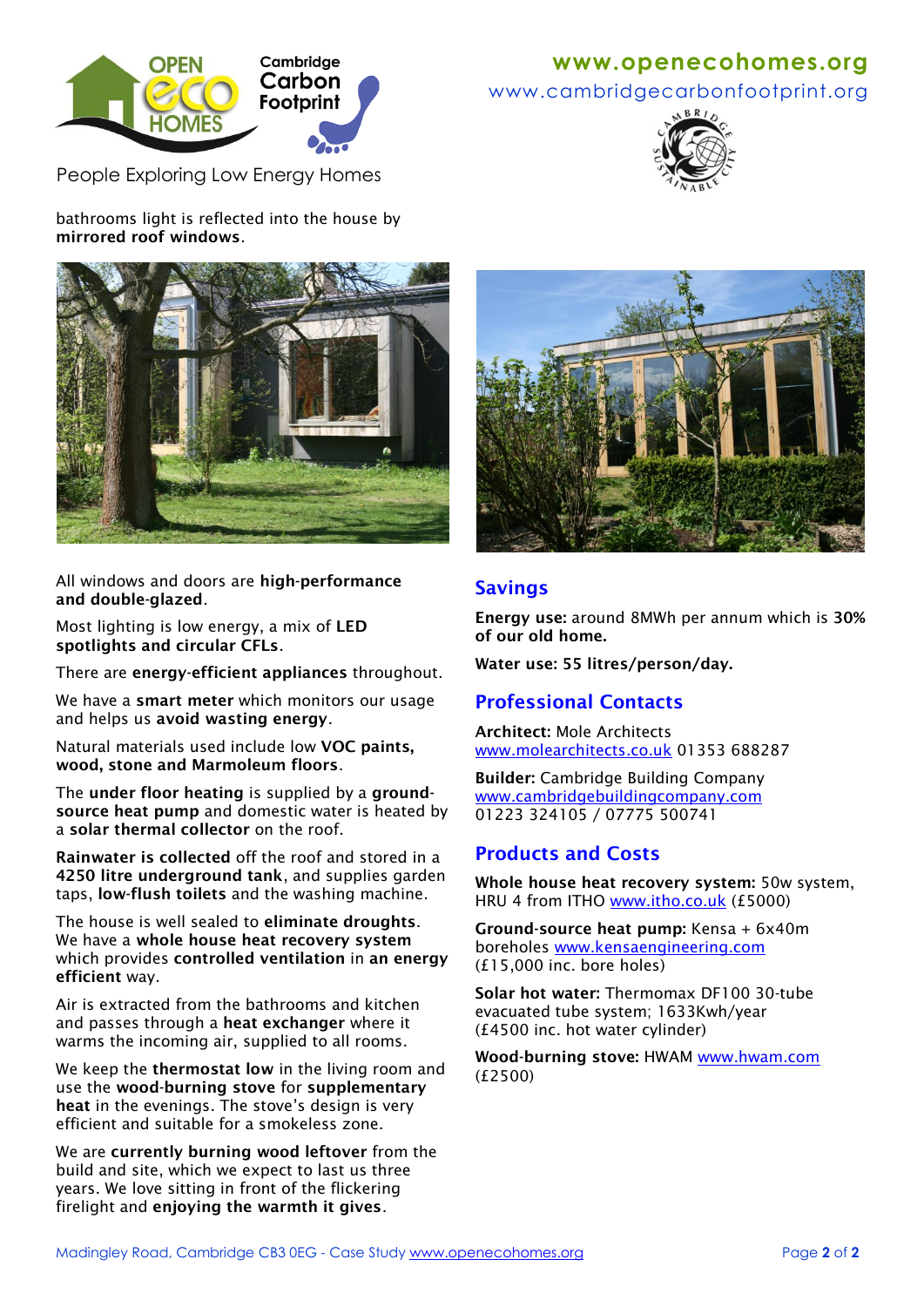bathrooms light is reflected into the house by **mirrored roof windows**.

All windows and doors are **high-performance and double-glazed**.

Most lighting is low energy, a mix of **LED spotlights and circular CFLs**.

There are **energy-efficient appliances** throughout.

We have a **smart meter** which monitors our usage and helps us **avoid wasting energy**.

Natural materials used include low **VOC paints, wood, stone and Marmoleum floors**.

The **under floor heating** is supplied by a **ground-source heat pump** and domestic water is heated by a **solar thermal collector** on the roof.

**Rainwater is collected** off the roof and stored in a **4250 litre underground tank**, and supplies garden taps, **low-flush toilets** and the washing machine.

The house is well sealed to **eliminate droughts**. We have a **whole house heat recovery system** which provides **controlled ventilation** in **an energy efficient** way.

Air is extracted from the bathrooms and kitchen and passes through a **heat exchanger** where it warms the incoming air, supplied to all rooms.

We keep the **thermostat low** in the living room and use the **wood-burning stove** for **supplementary heat** in the evenings. The stove's design is very efficient and suitable for a smokeless zone.

We are **currently burning wood leftover** from the build and site, which we expect to last us three years. We love sitting in front of the flickering firelight and **enjoying the warmth it gives**.

## Savings

**Energy use:** around 8MWh per annum which is **30% of our old home.**

**Water use: 55 litres/person/day.**

## Professional Contacts

**Architect:** Mole Architects
www.molearchitects.co.uk 01353 688287

**Builder:** Cambridge Building Company
www.cambridgebuildingcompany.com
01223 324105 / 07775 500741

## Products and Costs

**Whole house heat recovery system:** 50w system, HRU 4 from ITHO www.itho.co.uk (£5000)

**Ground-source heat pump:** Kensa + 6x40m boreholes www.kensaengineering.com (£15,000 inc. bore holes)

**Solar hot water:** Thermomax DF100 30-tube evacuated tube system; 1633Kwh/year (£4500 inc. hot water cylinder)

**Wood-burning stove:** HWAM www.hwam.com (£2500)